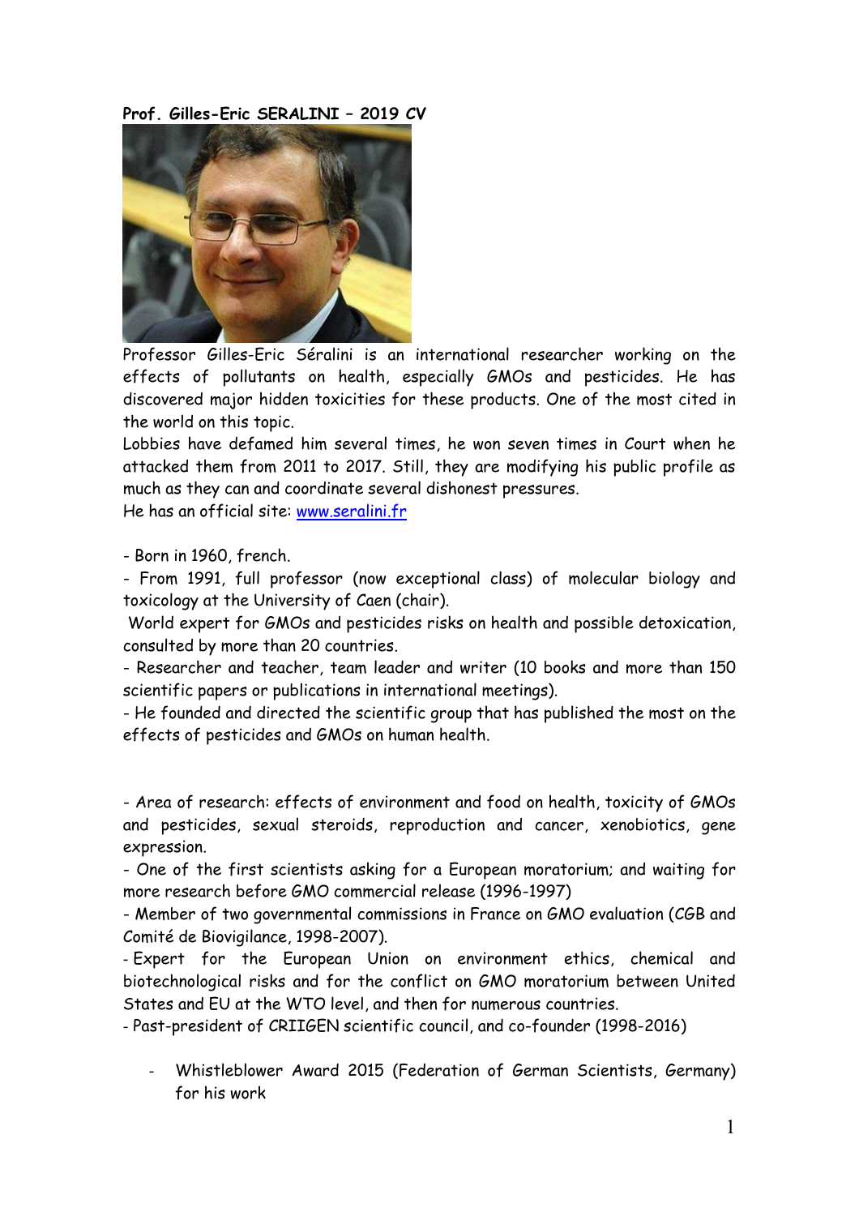**Prof. Gilles-Eric SERALINI – 2019 CV**

Professor Gilles-Eric Séralini is an international researcher working on the effects of pollutants on health, especially GMOs and pesticides. He has discovered major hidden toxicities for these products. One of the most cited in the world on this topic.

Lobbies have defamed him several times, he won seven times in Court when he attacked them from 2011 to 2017. Still, they are modifying his public profile as much as they can and coordinate several dishonest pressures.

He has an official site: [www.seralini.fr](http://www.seralini.fr)

- Born in 1960, french.
- From 1991, full professor (now exceptional class) of molecular biology and toxicology at the University of Caen (chair).
  World expert for GMOs and pesticides risks on health and possible detoxication, consulted by more than 20 countries.
- Researcher and teacher, team leader and writer (10 books and more than 150 scientific papers or publications in international meetings).
- He founded and directed the scientific group that has published the most on the effects of pesticides and GMOs on human health.

- Area of research: effects of environment and food on health, toxicity of GMOs and pesticides, sexual steroids, reproduction and cancer, xenobiotics, gene expression.
- One of the first scientists asking for a European moratorium; and waiting for more research before GMO commercial release (1996-1997)
- Member of two governmental commissions in France on GMO evaluation (CGB and Comité de Biovigilance, 1998-2007).
- Expert for the European Union on environment ethics, chemical and biotechnological risks and for the conflict on GMO moratorium between United States and EU at the WTO level, and then for numerous countries.
- Past-president of CRIIGEN scientific council, and co-founder (1998-2016)

- Whistleblower Award 2015 (Federation of German Scientists, Germany) for his work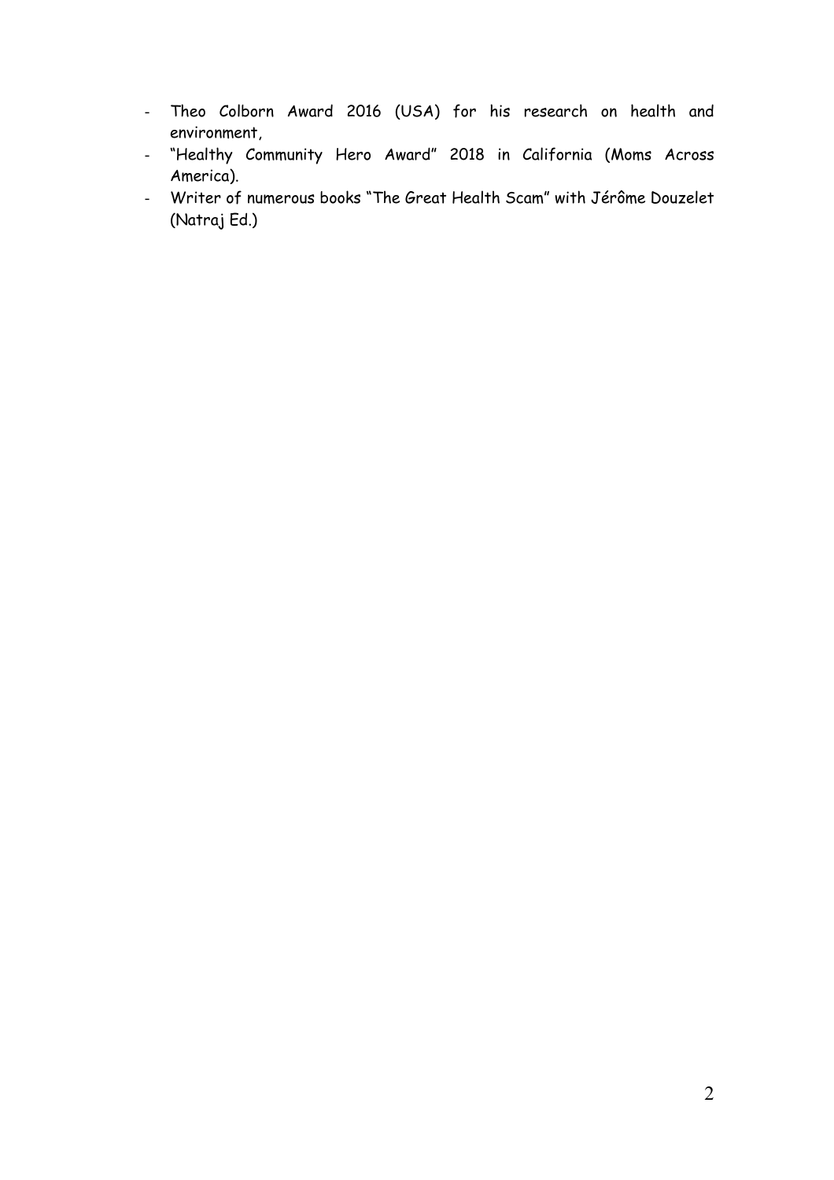- Theo Colborn Award 2016 (USA) for his research on health and environment,
- "Healthy Community Hero Award" 2018 in California (Moms Across America).
- Writer of numerous books "The Great Health Scam" with Jérôme Douzelet (Natraj Ed.)